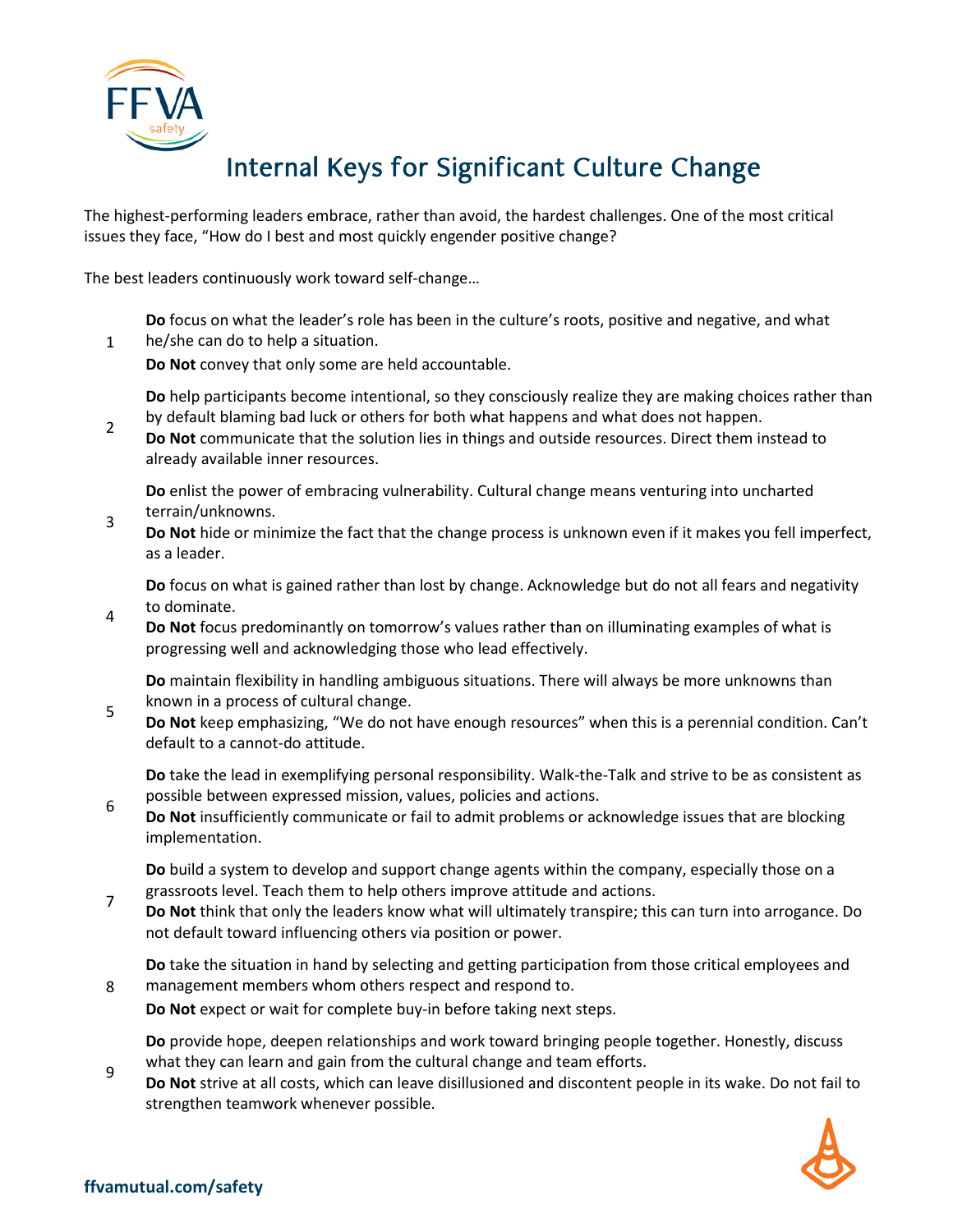# Internal Keys for Significant Culture Change

The highest-performing leaders embrace, rather than avoid, the hardest challenges. One of the most critical issues they face, "How do I best and most quickly engender positive change?

The best leaders continuously work toward self-change…

1. **Do** focus on what the leader's role has been in the culture's roots, positive and negative, and what he/she can do to help a situation.
   **Do Not** convey that only some are held accountable.

2. **Do** help participants become intentional, so they consciously realize they are making choices rather than by default blaming bad luck or others for both what happens and what does not happen.
   **Do Not** communicate that the solution lies in things and outside resources. Direct them instead to already available inner resources.

3. **Do** enlist the power of embracing vulnerability. Cultural change means venturing into uncharted terrain/unknowns.
   **Do Not** hide or minimize the fact that the change process is unknown even if it makes you fell imperfect, as a leader.

4. **Do** focus on what is gained rather than lost by change. Acknowledge but do not all fears and negativity to dominate.
   **Do Not** focus predominantly on tomorrow's values rather than on illuminating examples of what is progressing well and acknowledging those who lead effectively.

5. **Do** maintain flexibility in handling ambiguous situations. There will always be more unknowns than known in a process of cultural change.
   **Do Not** keep emphasizing, "We do not have enough resources" when this is a perennial condition. Can't default to a cannot-do attitude.

6. **Do** take the lead in exemplifying personal responsibility. Walk-the-Talk and strive to be as consistent as possible between expressed mission, values, policies and actions.
   **Do Not** insufficiently communicate or fail to admit problems or acknowledge issues that are blocking implementation.

7. **Do** build a system to develop and support change agents within the company, especially those on a grassroots level. Teach them to help others improve attitude and actions.
   **Do Not** think that only the leaders know what will ultimately transpire; this can turn into arrogance. Do not default toward influencing others via position or power.

8. **Do** take the situation in hand by selecting and getting participation from those critical employees and management members whom others respect and respond to.
   **Do Not** expect or wait for complete buy-in before taking next steps.

9. **Do** provide hope, deepen relationships and work toward bringing people together. Honestly, discuss what they can learn and gain from the cultural change and team efforts.
   **Do Not** strive at all costs, which can leave disillusioned and discontent people in its wake. Do not fail to strengthen teamwork whenever possible.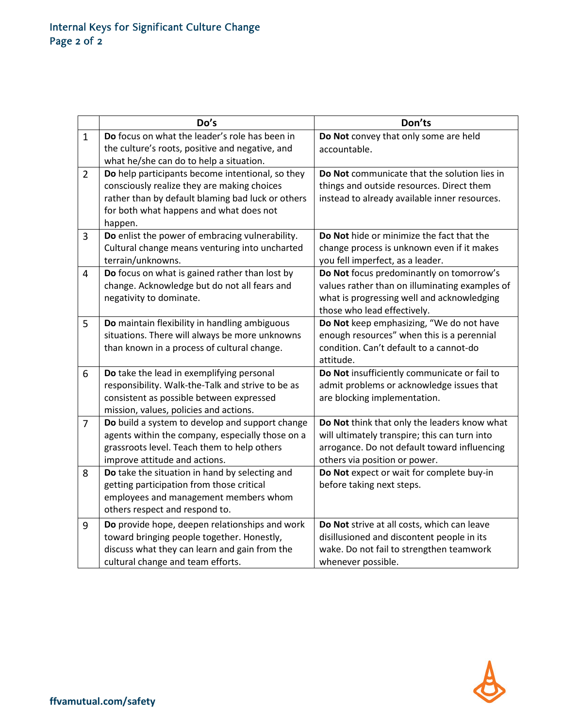| | Do's | Don'ts |
|---|---|---|
| 1 | **Do** focus on what the leader's role has been in the culture's roots, positive and negative, and what he/she can do to help a situation. | **Do Not** convey that only some are held accountable. |
| 2 | **Do** help participants become intentional, so they consciously realize they are making choices rather than by default blaming bad luck or others for both what happens and what does not happen. | **Do Not** communicate that the solution lies in things and outside resources. Direct them instead to already available inner resources. |
| 3 | **Do** enlist the power of embracing vulnerability. Cultural change means venturing into uncharted terrain/unknowns. | **Do Not** hide or minimize the fact that the change process is unknown even if it makes you fell imperfect, as a leader. |
| 4 | **Do** focus on what is gained rather than lost by change. Acknowledge but do not all fears and negativity to dominate. | **Do Not** focus predominantly on tomorrow's values rather than on illuminating examples of what is progressing well and acknowledging those who lead effectively. |
| 5 | **Do** maintain flexibility in handling ambiguous situations. There will always be more unknowns than known in a process of cultural change. | **Do Not** keep emphasizing, "We do not have enough resources" when this is a perennial condition. Can't default to a cannot-do attitude. |
| 6 | **Do** take the lead in exemplifying personal responsibility. Walk-the-Talk and strive to be as consistent as possible between expressed mission, values, policies and actions. | **Do Not** insufficiently communicate or fail to admit problems or acknowledge issues that are blocking implementation. |
| 7 | **Do** build a system to develop and support change agents within the company, especially those on a grassroots level. Teach them to help others improve attitude and actions. | **Do Not** think that only the leaders know what will ultimately transpire; this can turn into arrogance. Do not default toward influencing others via position or power. |
| 8 | **Do** take the situation in hand by selecting and getting participation from those critical employees and management members whom others respect and respond to. | **Do Not** expect or wait for complete buy-in before taking next steps. |
| 9 | **Do** provide hope, deepen relationships and work toward bringing people together. Honestly, discuss what they can learn and gain from the cultural change and team efforts. | **Do Not** strive at all costs, which can leave disillusioned and discontent people in its wake. Do not fail to strengthen teamwork whenever possible. |